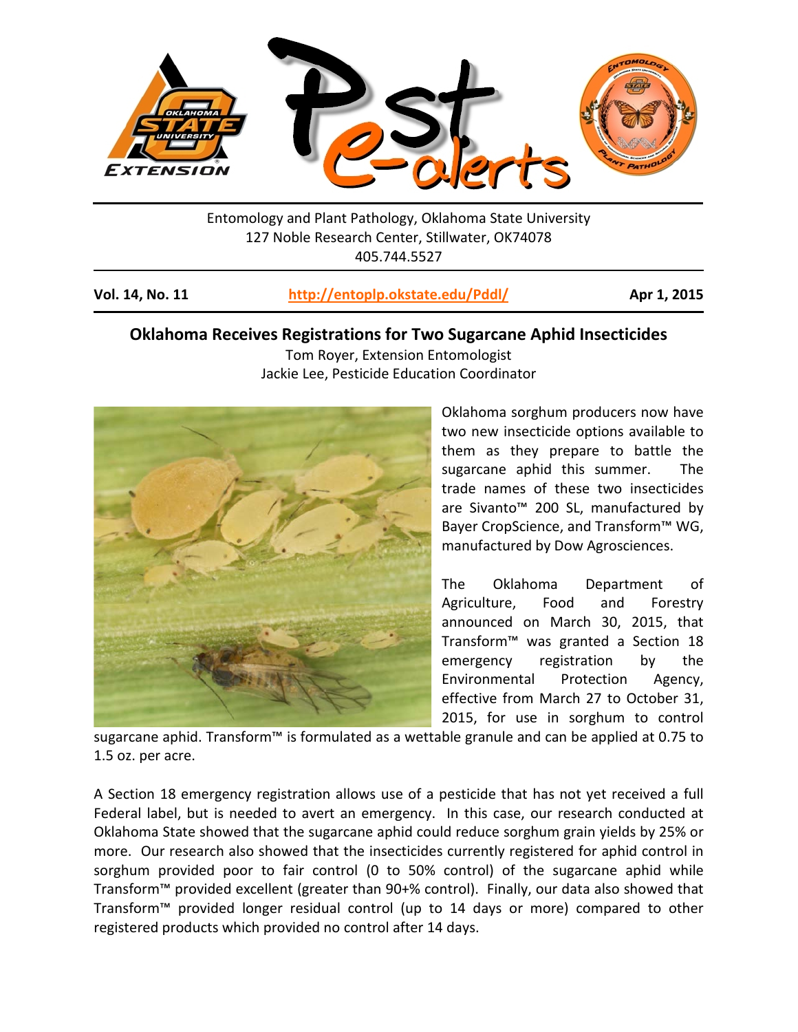Entomology and Plant Pathology, Oklahoma State University
127 Noble Research Center, Stillwater, OK74078
405.744.5527

**Vol. 14, No. 11** | **http://entoplp.okstate.edu/Pddl/** | **Apr 1, 2015**

## Oklahoma Receives Registrations for Two Sugarcane Aphid Insecticides

Tom Royer, Extension Entomologist
Jackie Lee, Pesticide Education Coordinator

Oklahoma sorghum producers now have two new insecticide options available to them as they prepare to battle the sugarcane aphid this summer. The trade names of these two insecticides are Sivanto™ 200 SL, manufactured by Bayer CropScience, and Transform™ WG, manufactured by Dow Agrosciences.

The Oklahoma Department of Agriculture, Food and Forestry announced on March 30, 2015, that Transform™ was granted a Section 18 emergency registration by the Environmental Protection Agency, effective from March 27 to October 31, 2015, for use in sorghum to control sugarcane aphid. Transform™ is formulated as a wettable granule and can be applied at 0.75 to 1.5 oz. per acre.

A Section 18 emergency registration allows use of a pesticide that has not yet received a full Federal label, but is needed to avert an emergency. In this case, our research conducted at Oklahoma State showed that the sugarcane aphid could reduce sorghum grain yields by 25% or more. Our research also showed that the insecticides currently registered for aphid control in sorghum provided poor to fair control (0 to 50% control) of the sugarcane aphid while Transform™ provided excellent (greater than 90+% control). Finally, our data also showed that Transform™ provided longer residual control (up to 14 days or more) compared to other registered products which provided no control after 14 days.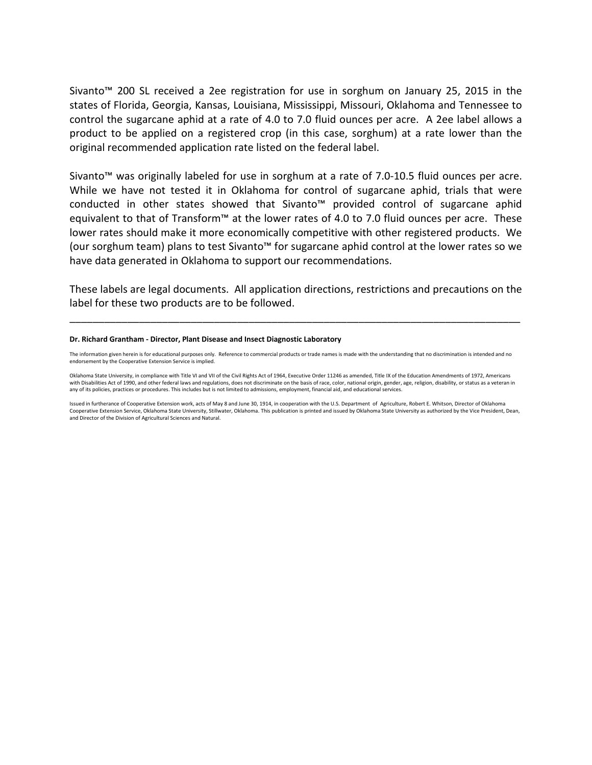Sivanto™ 200 SL received a 2ee registration for use in sorghum on January 25, 2015 in the states of Florida, Georgia, Kansas, Louisiana, Mississippi, Missouri, Oklahoma and Tennessee to control the sugarcane aphid at a rate of 4.0 to 7.0 fluid ounces per acre. A 2ee label allows a product to be applied on a registered crop (in this case, sorghum) at a rate lower than the original recommended application rate listed on the federal label.

Sivanto™ was originally labeled for use in sorghum at a rate of 7.0-10.5 fluid ounces per acre. While we have not tested it in Oklahoma for control of sugarcane aphid, trials that were conducted in other states showed that Sivanto™ provided control of sugarcane aphid equivalent to that of Transform™ at the lower rates of 4.0 to 7.0 fluid ounces per acre. These lower rates should make it more economically competitive with other registered products. We (our sorghum team) plans to test Sivanto™ for sugarcane aphid control at the lower rates so we have data generated in Oklahoma to support our recommendations.

These labels are legal documents. All application directions, restrictions and precautions on the label for these two products are to be followed.

---

**Dr. Richard Grantham - Director, Plant Disease and Insect Diagnostic Laboratory**

The information given herein is for educational purposes only. Reference to commercial products or trade names is made with the understanding that no discrimination is intended and no endorsement by the Cooperative Extension Service is implied.

Oklahoma State University, in compliance with Title VI and VII of the Civil Rights Act of 1964, Executive Order 11246 as amended, Title IX of the Education Amendments of 1972, Americans with Disabilities Act of 1990, and other federal laws and regulations, does not discriminate on the basis of race, color, national origin, gender, age, religion, disability, or status as a veteran in any of its policies, practices or procedures. This includes but is not limited to admissions, employment, financial aid, and educational services.

Issued in furtherance of Cooperative Extension work, acts of May 8 and June 30, 1914, in cooperation with the U.S. Department of Agriculture, Robert E. Whitson, Director of Oklahoma Cooperative Extension Service, Oklahoma State University, Stillwater, Oklahoma. This publication is printed and issued by Oklahoma State University as authorized by the Vice President, Dean, and Director of the Division of Agricultural Sciences and Natural.